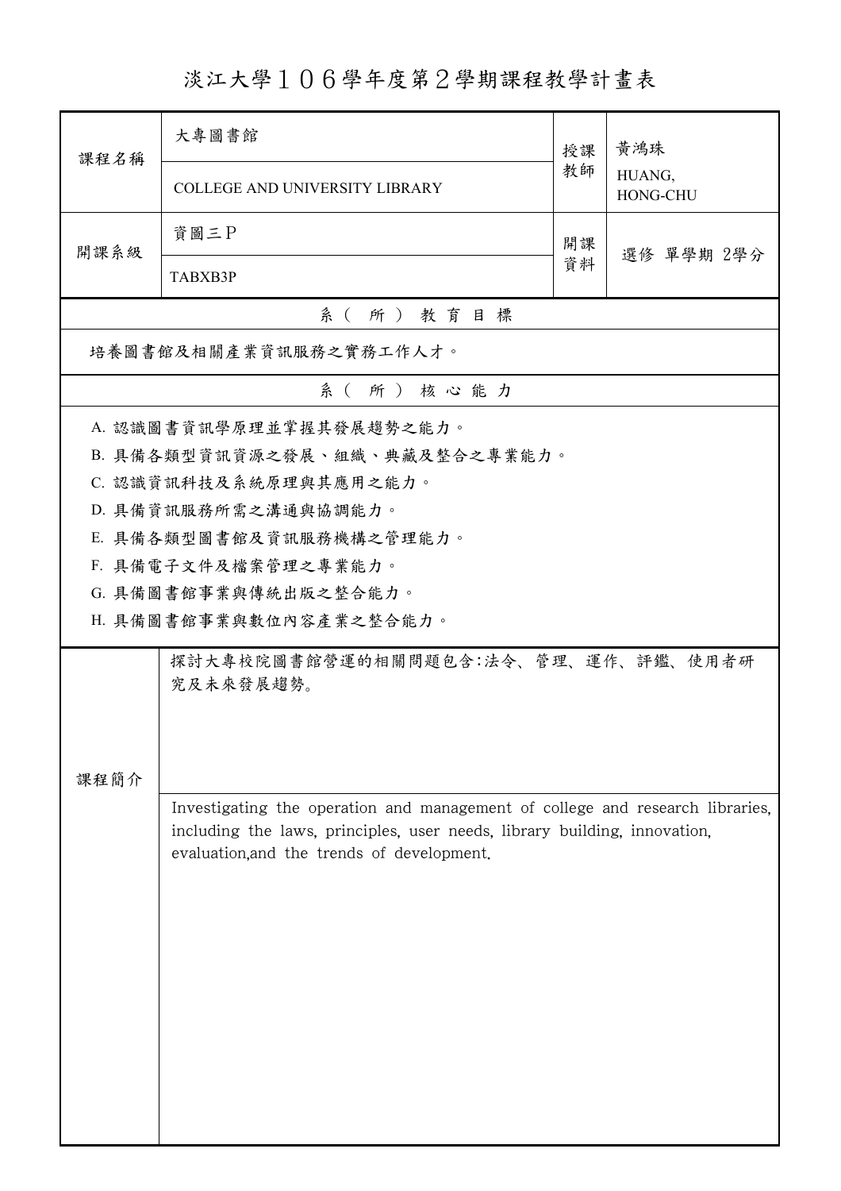# 淡江大學１０６學年度第２學期課程教學計畫表

| 課程名稱 | 大專圖書館 | 授課教師 | 黃鴻珠 |
|---|---|---|---|
| | COLLEGE AND UNIVERSITY LIBRARY | | HUANG, HONG-CHU |
| 開課系級 | 資圖三Ｐ | 開課資料 | 選修 單學期 2學分 |
| | TABXB3P | | |

## 系（所）教育目標

培養圖書館及相關產業資訊服務之實務工作人才。

## 系（所）核心能力

A. 認識圖書資訊學原理並掌握其發展趨勢之能力。
B. 具備各類型資訊資源之發展、組織、典藏及整合之專業能力。
C. 認識資訊科技及系統原理與其應用之能力。
D. 具備資訊服務所需之溝通與協調能力。
E. 具備各類型圖書館及資訊服務機構之管理能力。
F. 具備電子文件及檔案管理之專業能力。
G. 具備圖書館事業與傳統出版之整合能力。
H. 具備圖書館事業與數位內容產業之整合能力。

## 課程簡介

探討大專校院圖書館營運的相關問題包含:法令、管理、運作、評鑑、使用者研究及未來發展趨勢。

Investigating the operation and management of college and research libraries, including the laws, principles, user needs, library building, innovation, evaluation,and the trends of development.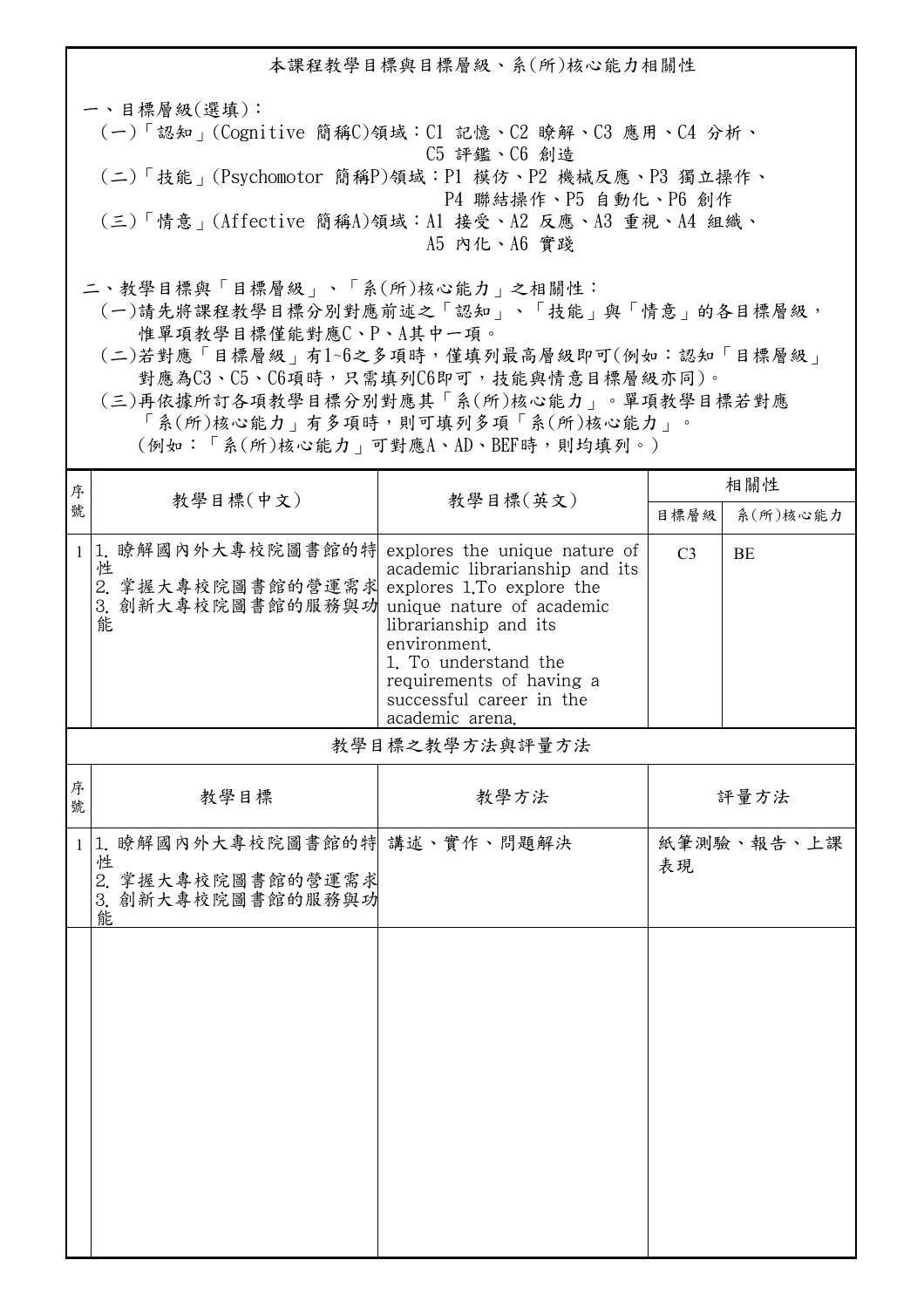# 本課程教學目標與目標層級、系(所)核心能力相關性

一、目標層級(選填)：

(一)「認知」(Cognitive 簡稱C)領域：C1 記憶、C2 瞭解、C3 應用、C4 分析、C5 評鑑、C6 創造

(二)「技能」(Psychomotor 簡稱P)領域：P1 模仿、P2 機械反應、P3 獨立操作、P4 聯結操作、P5 自動化、P6 創作

(三)「情意」(Affective 簡稱A)領域：A1 接受、A2 反應、A3 重視、A4 組織、A5 內化、A6 實踐

二、教學目標與「目標層級」、「系(所)核心能力」之相關性：

(一)請先將課程教學目標分別對應前述之「認知」、「技能」與「情意」的各目標層級，惟單項教學目標僅能對應C、P、A其中一項。

(二)若對應「目標層級」有1~6之多項時，僅填列最高層級即可(例如：認知「目標層級」對應為C3、C5、C6項時，只需填列C6即可，技能與情意目標層級亦同)。

(三)再依據所訂各項教學目標分別對應其「系(所)核心能力」。單項教學目標若對應「系(所)核心能力」有多項時，則可填列多項「系(所)核心能力」。(例如：「系(所)核心能力」可對應A、AD、BEF時，則均填列。)

| 序號 | 教學目標(中文) | 教學目標(英文) | 相關性 | |
|---|---|---|---|---|
| | | | 目標層級 | 系(所)核心能力 |
| 1 | 1. 瞭解國內外大專校院圖書館的特性<br>2. 掌握大專校院圖書館的營運需求<br>3. 創新大專校院圖書館的服務與功能 | explores the unique nature of academic librarianship and its explores 1.To explore the unique nature of academic librarianship and its environment.<br>1. To understand the requirements of having a successful career in the academic arena. | C3 | BE |

## 教學目標之教學方法與評量方法

| 序號 | 教學目標 | 教學方法 | 評量方法 |
|---|---|---|---|
| 1 | 1. 瞭解國內外大專校院圖書館的特性<br>2. 掌握大專校院圖書館的營運需求<br>3. 創新大專校院圖書館的服務與功能 | 講述、實作、問題解決 | 紙筆測驗、報告、上課表現 |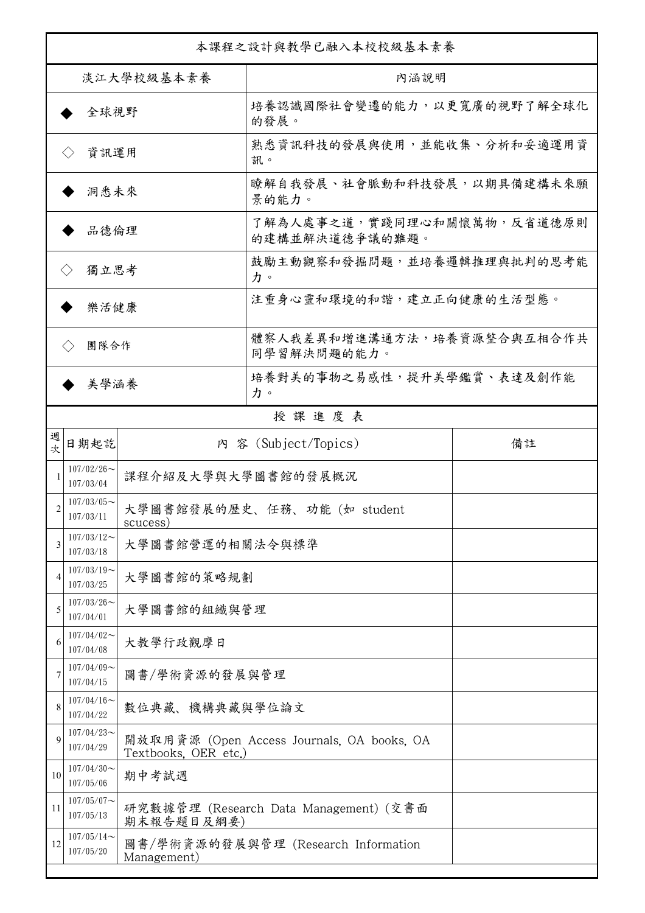| 本課程之設計與教學已融入本校校級基本素養 | |
|---|---|
| 淡江大學校級基本素養 | 內涵說明 |
| ◆ 全球視野 | 培養認識國際社會變遷的能力，以更寬廣的視野了解全球化的發展。 |
| ◇ 資訊運用 | 熟悉資訊科技的發展與使用，並能收集、分析和妥適運用資訊。 |
| ◆ 洞悉未來 | 瞭解自我發展、社會脈動和科技發展，以期具備建構未來願景的能力。 |
| ◆ 品德倫理 | 了解為人處事之道，實踐同理心和關懷萬物，反省道德原則的建構並解決道德爭議的難題。 |
| ◇ 獨立思考 | 鼓勵主動觀察和發掘問題，並培養邏輯推理與批判的思考能力。 |
| ◆ 樂活健康 | 注重身心靈和環境的和諧，建立正向健康的生活型態。 |
| ◇ 團隊合作 | 體察人我差異和增進溝通方法，培養資源整合與互相合作共同學習解決問題的能力。 |
| ◆ 美學涵養 | 培養對美的事物之易感性，提升美學鑑賞、表達及創作能力。 |

授 課 進 度 表

| 週次 | 日期起訖 | 內 容 (Subject/Topics) | 備註 |
|---|---|---|---|
| 1 | 107/02/26～107/03/04 | 課程介紹及大學與大學圖書館的發展概況 | |
| 2 | 107/03/05～107/03/11 | 大學圖書館發展的歷史、任務、功能 (如 student scucess) | |
| 3 | 107/03/12～107/03/18 | 大學圖書館營運的相關法令與標準 | |
| 4 | 107/03/19～107/03/25 | 大學圖書館的策略規劃 | |
| 5 | 107/03/26～107/04/01 | 大學圖書館的組織與管理 | |
| 6 | 107/04/02～107/04/08 | 大教學行政觀摩日 | |
| 7 | 107/04/09～107/04/15 | 圖書/學術資源的發展與管理 | |
| 8 | 107/04/16～107/04/22 | 數位典藏、機構典藏與學位論文 | |
| 9 | 107/04/23～107/04/29 | 開放取用資源 (Open Access Journals, OA books, OA Textbooks, OER etc.) | |
| 10 | 107/04/30～107/05/06 | 期中考試週 | |
| 11 | 107/05/07～107/05/13 | 研究數據管理 (Research Data Management) (交書面期末報告題目及綱要) | |
| 12 | 107/05/14～107/05/20 | 圖書/學術資源的發展與管理 (Research Information Management) | |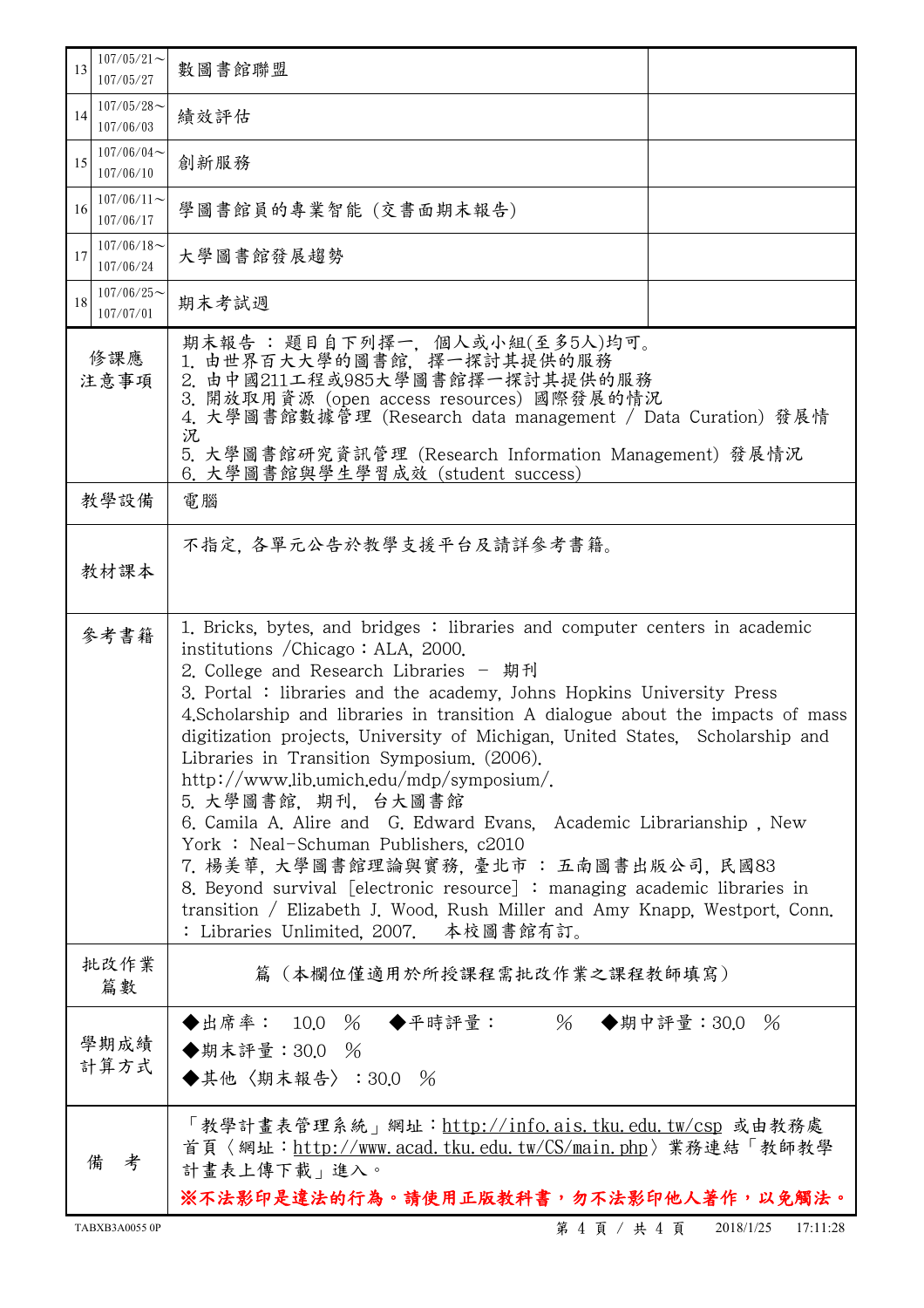| | | | |
|---|---|---|---|
| 13 | 107/05/21～<br>107/05/27 | 數圖書館聯盟 | |
| 14 | 107/05/28～<br>107/06/03 | 績效評估 | |
| 15 | 107/06/04～<br>107/06/10 | 創新服務 | |
| 16 | 107/06/11～<br>107/06/17 | 學圖書館員的專業智能 (交書面期末報告) | |
| 17 | 107/06/18～<br>107/06/24 | 大學圖書館發展趨勢 | |
| 18 | 107/06/25～<br>107/07/01 | 期末考試週 | |

| | |
|---|---|
| 修課應注意事項 | 期末報告 ： 題目自下列擇一，個人或小組(至多5人)均可。<br>1. 由世界百大大學的圖書館，擇一探討其提供的服務<br>2. 由中國211工程或985大學圖書館擇一探討其提供的服務<br>3. 開放取用資源 (open access resources) 國際發展的情況<br>4. 大學圖書館數據管理 (Research data management / Data Curation) 發展情況<br>5. 大學圖書館研究資訊管理 (Research Information Management) 發展情況<br>6. 大學圖書館與學生學習成效 (student success) |
| 教學設備 | 電腦 |
| 教材課本 | 不指定，各單元公告於教學支援平台及請詳參考書籍。 |
| 參考書籍 | 1. Bricks, bytes, and bridges ： libraries and computer centers in academic institutions /Chicago：ALA, 2000.<br>2. College and Research Libraries － 期刊<br>3. Portal ： libraries and the academy, Johns Hopkins University Press<br>4.Scholarship and libraries in transition A dialogue about the impacts of mass digitization projects, University of Michigan, United States, Scholarship and Libraries in Transition Symposium. (2006). http://www.lib.umich.edu/mdp/symposium/.<br>5. 大學圖書館，期刊，台大圖書館<br>6. Camila A. Alire and G. Edward Evans, Academic Librarianship , New York ： Neal-Schuman Publishers, c2010<br>7. 楊美華，大學圖書館理論與實務，臺北市 ： 五南圖書出版公司，民國83<br>8. Beyond survival [electronic resource] ： managing academic libraries in transition / Elizabeth J. Wood, Rush Miller and Amy Knapp, Westport, Conn. ： Libraries Unlimited, 2007.　本校圖書館有訂。 |
| 批改作業篇數 | 篇（本欄位僅適用於所授課程需批改作業之課程教師填寫） |
| 學期成績計算方式 | ◆出席率： 10.0 ％　◆平時評量：　　％　◆期中評量：30.0 ％<br>◆期末評量：30.0 ％<br>◆其他〈期末報告〉：30.0 ％ |
| 備　考 | 「教學計畫表管理系統」網址：http://info.ais.tku.edu.tw/csp 或由教務處首頁〈網址：http://www.acad.tku.edu.tw/CS/main.php〉業務連結「教師教學計畫表上傳下載」進入。<br>**※不法影印是違法的行為。請使用正版教科書，勿不法影印他人著作，以免觸法。** |

TABXB3A0055 0P　　2018/1/25　17:11:28